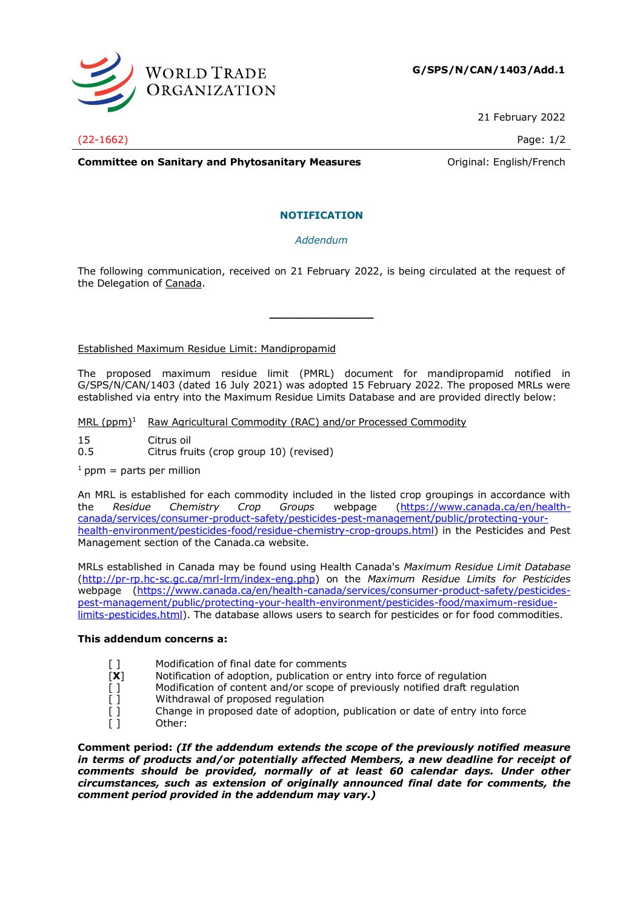**G/SPS/N/CAN/1403/Add.1**

21 February 2022

(22-1662)

**Committee on Sanitary and Phytosanitary Measures** Original: English/French

## NOTIFICATION

*Addendum*

The following communication, received on 21 February 2022, is being circulated at the request of the Delegation of Canada.

---

Established Maximum Residue Limit: Mandipropamid

The proposed maximum residue limit (PMRL) document for mandipropamid notified in G/SPS/N/CAN/1403 (dated 16 July 2021) was adopted 15 February 2022. The proposed MRLs were established via entry into the Maximum Residue Limits Database and are provided directly below:

| MRL (ppm)[1] | Raw Agricultural Commodity (RAC) and/or Processed Commodity |
|---|---|
| 15 | Citrus oil |
| 0.5 | Citrus fruits (crop group 10) (revised) |

[1] ppm = parts per million

An MRL is established for each commodity included in the listed crop groupings in accordance with the *Residue Chemistry Crop Groups* webpage (https://www.canada.ca/en/health-canada/services/consumer-product-safety/pesticides-pest-management/public/protecting-your-health-environment/pesticides-food/residue-chemistry-crop-groups.html) in the Pesticides and Pest Management section of the Canada.ca website.

MRLs established in Canada may be found using Health Canada's *Maximum Residue Limit Database* (http://pr-rp.hc-sc.gc.ca/mrl-lrm/index-eng.php) on the *Maximum Residue Limits for Pesticides* webpage (https://www.canada.ca/en/health-canada/services/consumer-product-safety/pesticides-pest-management/public/protecting-your-health-environment/pesticides-food/maximum-residue-limits-pesticides.html). The database allows users to search for pesticides or for food commodities.

**This addendum concerns a:**

- [ ] Modification of final date for comments
- [**X**] Notification of adoption, publication or entry into force of regulation
- [ ] Modification of content and/or scope of previously notified draft regulation
- [ ] Withdrawal of proposed regulation
- [ ] Change in proposed date of adoption, publication or date of entry into force
- [ ] Other:

**Comment period: *(If the addendum extends the scope of the previously notified measure in terms of products and/or potentially affected Members, a new deadline for receipt of comments should be provided, normally of at least 60 calendar days. Under other circumstances, such as extension of originally announced final date for comments, the comment period provided in the addendum may vary.)***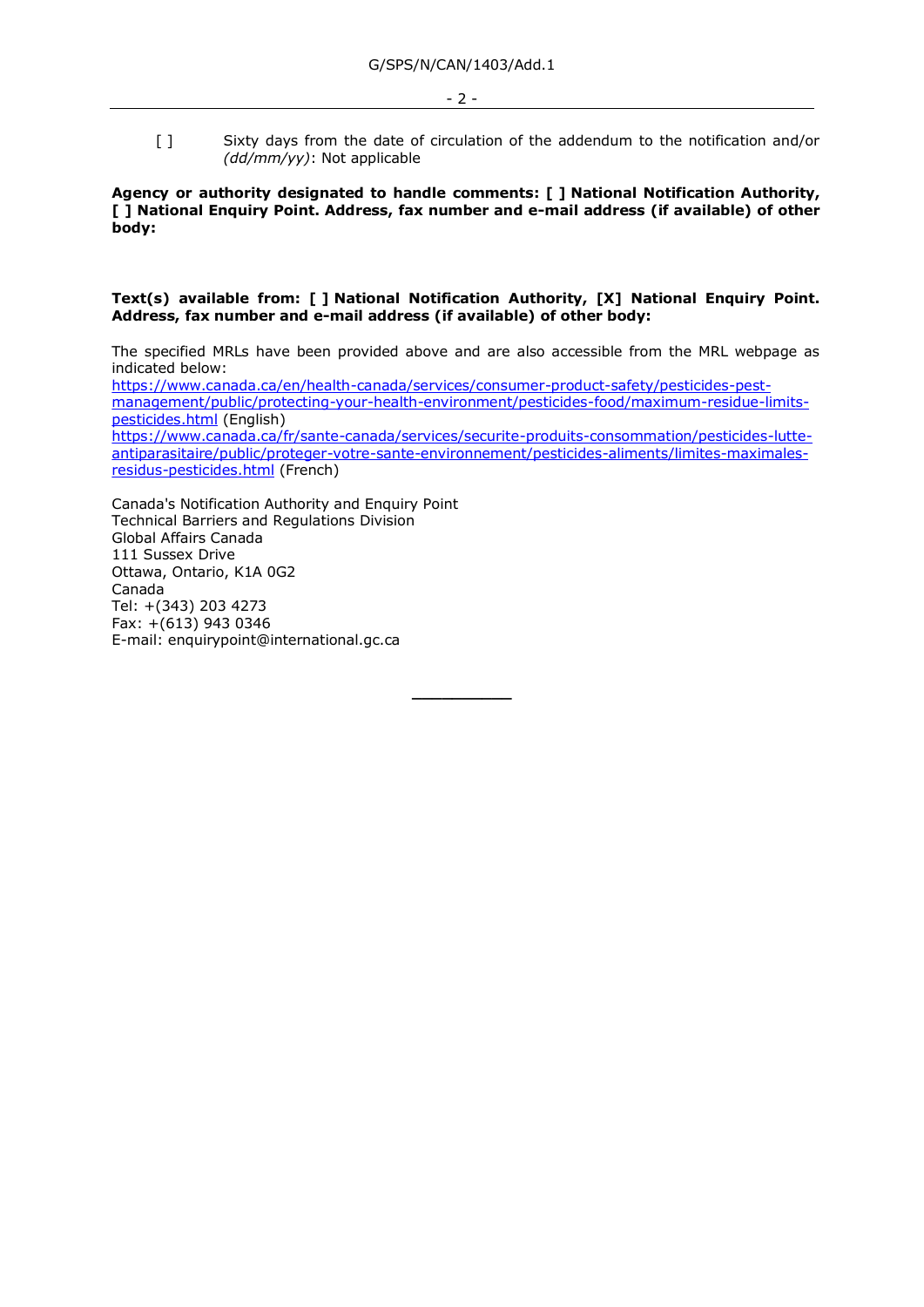[ ] Sixty days from the date of circulation of the addendum to the notification and/or *(dd/mm/yy)*: Not applicable

**Agency or authority designated to handle comments: [ ] National Notification Authority, [ ] National Enquiry Point. Address, fax number and e-mail address (if available) of other body:**

**Text(s) available from: [ ] National Notification Authority, [X] National Enquiry Point. Address, fax number and e-mail address (if available) of other body:**

The specified MRLs have been provided above and are also accessible from the MRL webpage as indicated below:
https://www.canada.ca/en/health-canada/services/consumer-product-safety/pesticides-pest-management/public/protecting-your-health-environment/pesticides-food/maximum-residue-limits-pesticides.html (English)
https://www.canada.ca/fr/sante-canada/services/securite-produits-consommation/pesticides-lutte-antiparasitaire/public/proteger-votre-sante-environnement/pesticides-aliments/limites-maximales-residus-pesticides.html (French)

Canada's Notification Authority and Enquiry Point
Technical Barriers and Regulations Division
Global Affairs Canada
111 Sussex Drive
Ottawa, Ontario, K1A 0G2
Canada
Tel: +(343) 203 4273
Fax: +(613) 943 0346
E-mail: enquirypoint@international.gc.ca